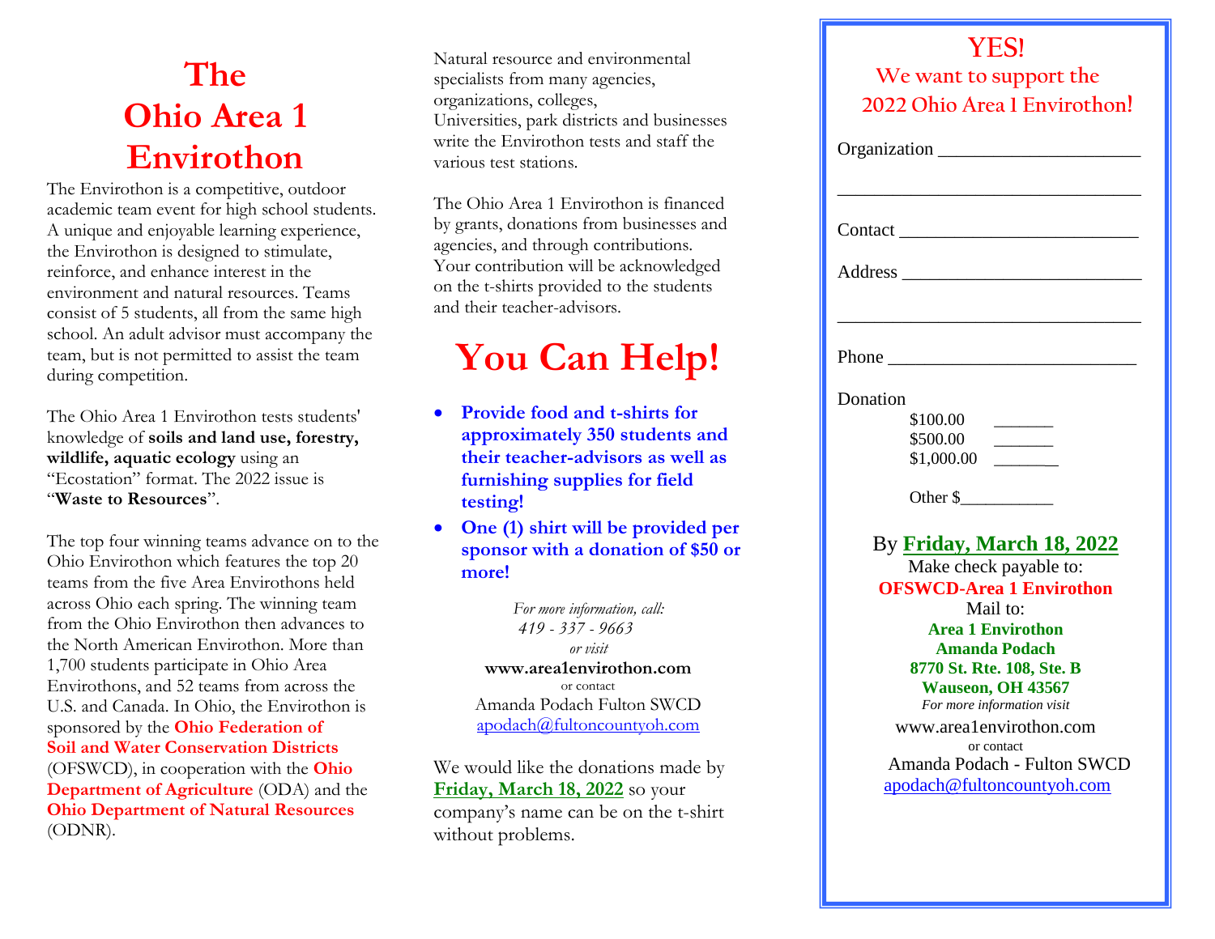# The Ohio Area 1 Envirothon

The Envirothon is a competitive, outdoor academic team event for high school students. A unique and enjoyable learning experience, the Envirothon is designed to stimulate, reinforce, and enhance interest in the environment and natural resources. Teams consist of 5 students, all from the same high school. An adult advisor must accompany the team, but is not permitted to assist the team during competition.

The Ohio Area 1 Envirothon tests students' knowledge of **soils and land use, forestry, wildlife, aquatic ecology** using an "Ecostation" format. The 2022 issue is "**Waste to Resources**".

The top four winning teams advance on to the Ohio Envirothon which features the top 20 teams from the five Area Envirothons held across Ohio each spring. The winning team from the Ohio Envirothon then advances to the North American Envirothon. More than 1,700 students participate in Ohio Area Envirothons, and 52 teams from across the U.S. and Canada. In Ohio, the Envirothon is sponsored by the **Ohio Federation of Soil and Water Conservation Districts** (OFSWCD), in cooperation with the **Ohio Department of Agriculture** (ODA) and the **Ohio Department of Natural Resources** (ODNR).

Natural resource and environmental specialists from many agencies, organizations, colleges, Universities, park districts and businesses write the Envirothon tests and staff the various test stations.

The Ohio Area 1 Envirothon is financed by grants, donations from businesses and agencies, and through contributions. Your contribution will be acknowledged on the t-shirts provided to the students and their teacher-advisors.

## You Can Help!

- **Provide food and t-shirts for approximately 350 students and their teacher-advisors as well as furnishing supplies for field testing!**
- **One (1) shirt will be provided per sponsor with a donation of $50 or more!**

*For more information, call:*
*419 - 337 - 9663*
*or visit*
**www.area1envirothon.com**
or contact
Amanda Podach Fulton SWCD
apodach@fultoncountyoh.com

We would like the donations made by **Friday, March 18, 2022** so your company's name can be on the t-shirt without problems.

## YES! We want to support the 2022 Ohio Area 1 Envirothon!

Organization ______________________

_________________________________

Contact __________________________

Address __________________________

_________________________________

Phone ___________________________

Donation

$100.00 _______
$500.00 _______
$1,000.00 _______

Other $__________

By **Friday, March 18, 2022**

Make check payable to:
**OFSWCD-Area 1 Envirothon**

Mail to:
**Area 1 Envirothon**
**Amanda Podach**
**8770 St. Rte. 108, Ste. B**
**Wauseon, OH 43567**

*For more information visit*
www.area1envirothon.com
or contact
Amanda Podach - Fulton SWCD
apodach@fultoncountyoh.com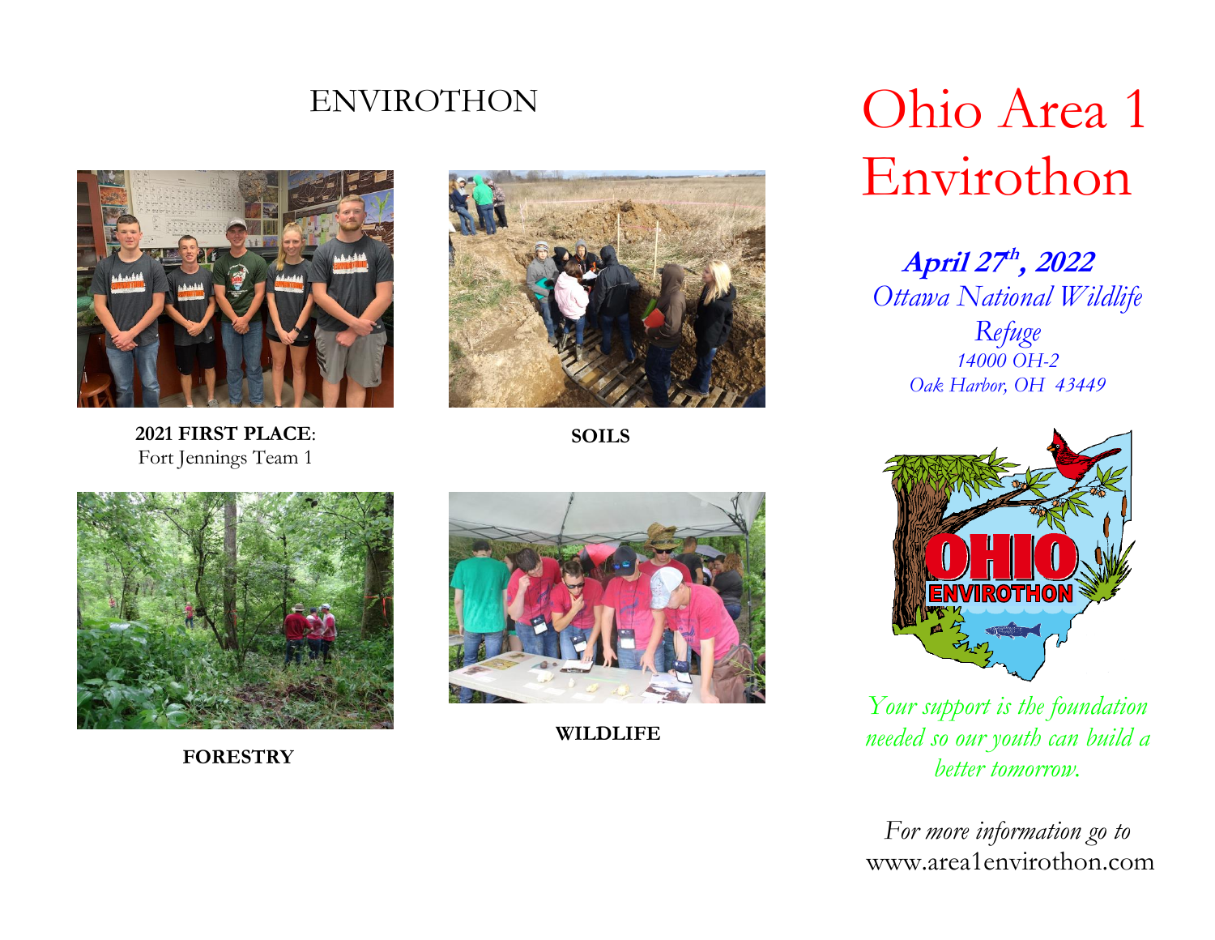# ENVIROTHON

**2021 FIRST PLACE**: Fort Jennings Team 1

**SOILS**

**FORESTRY**

**WILDLIFE**

# Ohio Area 1 Envirothon

***April 27th, 2022***

*Ottawa National Wildlife Refuge*

*14000 OH-2*

*Oak Harbor, OH 43449*

*Your support is the foundation needed so our youth can build a better tomorrow.*

*For more information go to*
www.area1envirothon.com